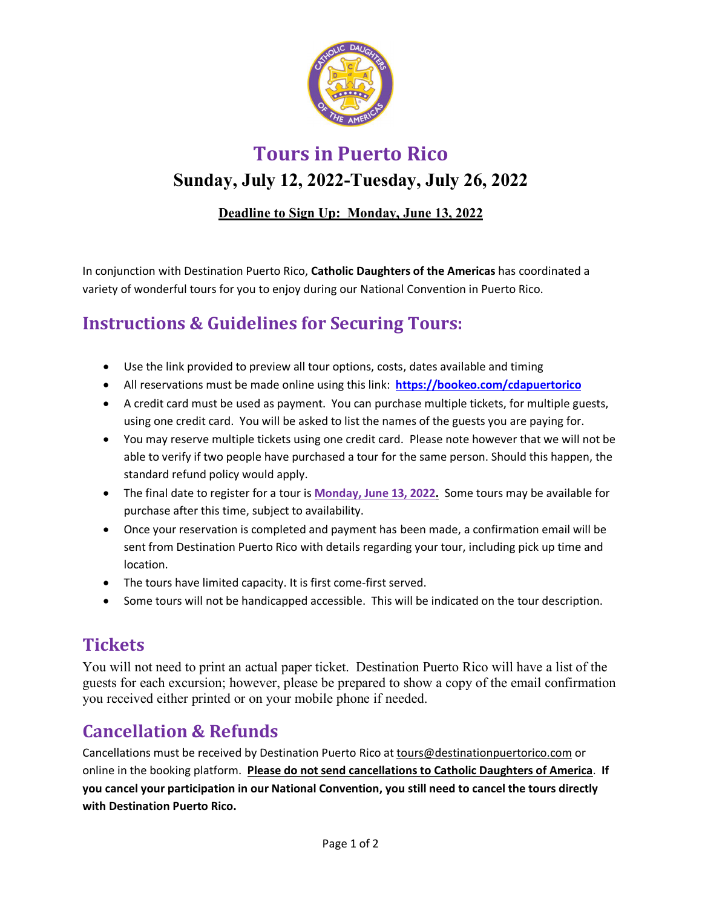# Tours in Puerto Rico

## Sunday, July 12, 2022-Tuesday, July 26, 2022

**Deadline to Sign Up: Monday, June 13, 2022**

In conjunction with Destination Puerto Rico, **Catholic Daughters of the Americas** has coordinated a variety of wonderful tours for you to enjoy during our National Convention in Puerto Rico.

## Instructions & Guidelines for Securing Tours:

- Use the link provided to preview all tour options, costs, dates available and timing
- All reservations must be made online using this link: **https://bookeo.com/cdapuertorico**
- A credit card must be used as payment. You can purchase multiple tickets, for multiple guests, using one credit card. You will be asked to list the names of the guests you are paying for.
- You may reserve multiple tickets using one credit card. Please note however that we will not be able to verify if two people have purchased a tour for the same person. Should this happen, the standard refund policy would apply.
- The final date to register for a tour is **Monday, June 13, 2022.** Some tours may be available for purchase after this time, subject to availability.
- Once your reservation is completed and payment has been made, a confirmation email will be sent from Destination Puerto Rico with details regarding your tour, including pick up time and location.
- The tours have limited capacity. It is first come-first served.
- Some tours will not be handicapped accessible. This will be indicated on the tour description.

## Tickets

You will not need to print an actual paper ticket. Destination Puerto Rico will have a list of the guests for each excursion; however, please be prepared to show a copy of the email confirmation you received either printed or on your mobile phone if needed.

## Cancellation & Refunds

Cancellations must be received by Destination Puerto Rico at tours@destinationpuertorico.com or online in the booking platform. **Please do not send cancellations to Catholic Daughters of America**. **If you cancel your participation in our National Convention, you still need to cancel the tours directly with Destination Puerto Rico.**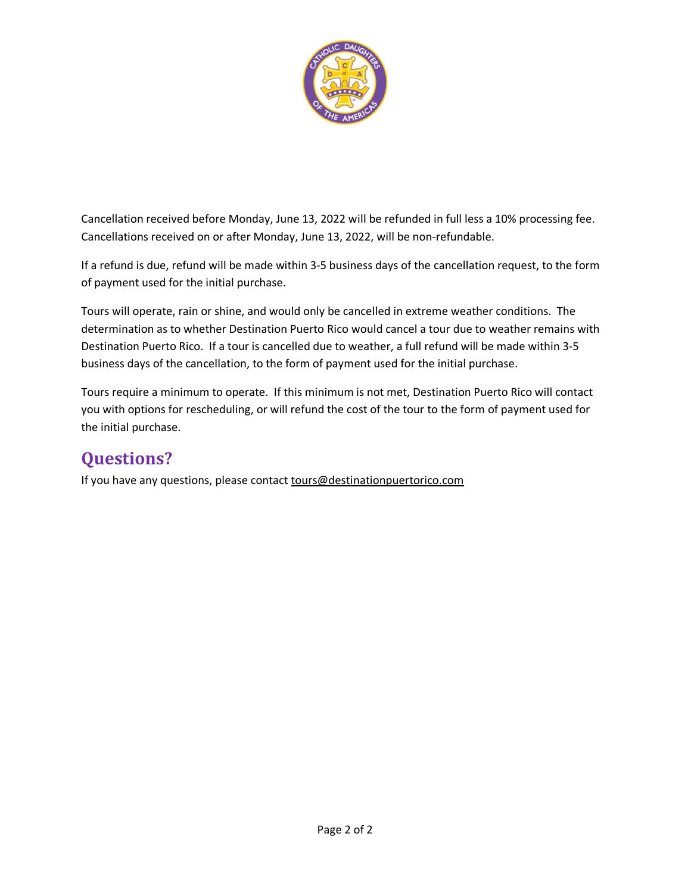Cancellation received before Monday, June 13, 2022 will be refunded in full less a 10% processing fee. Cancellations received on or after Monday, June 13, 2022, will be non-refundable.

If a refund is due, refund will be made within 3-5 business days of the cancellation request, to the form of payment used for the initial purchase.

Tours will operate, rain or shine, and would only be cancelled in extreme weather conditions. The determination as to whether Destination Puerto Rico would cancel a tour due to weather remains with Destination Puerto Rico. If a tour is cancelled due to weather, a full refund will be made within 3-5 business days of the cancellation, to the form of payment used for the initial purchase.

Tours require a minimum to operate. If this minimum is not met, Destination Puerto Rico will contact you with options for rescheduling, or will refund the cost of the tour to the form of payment used for the initial purchase.

## Questions?

If you have any questions, please contact tours@destinationpuertorico.com